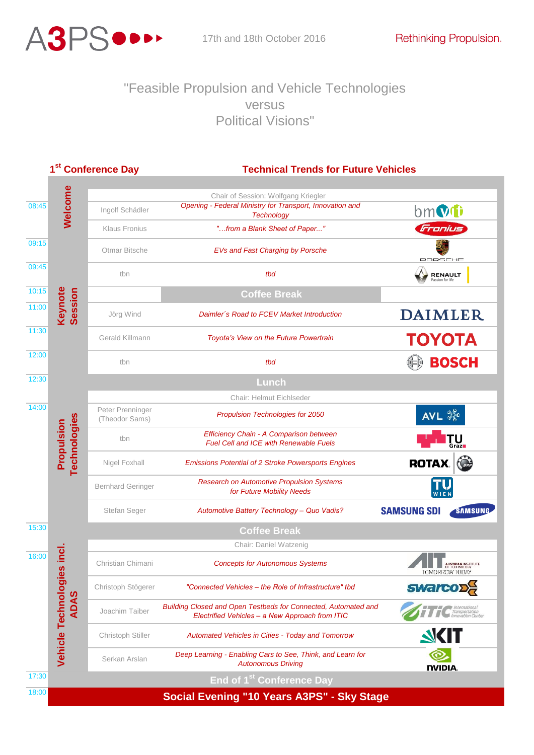A3PS 17th and 18th October 2016 Rethinking Propulsion.

# "Feasible Propulsion and Vehicle Technologies versus Political Visions"

## 1st Conference Day — Technical Trends for Future Vehicles

| Time | Session | Speaker | Topic | Organisation |
|---|---|---|---|---|
| | Welcome | | Chair of Session: Wolfgang Kriegler | |
| 08:45 | Welcome | Ingolf Schädler | *Opening - Federal Ministry for Transport, Innovation and Technology* | bmvit |
| | Welcome | Klaus Fronius | *"...from a Blank Sheet of Paper..."* | Fronius |
| 09:15 | Keynote Session | Otmar Bitsche | *EVs and Fast Charging by Porsche* | Porsche |
| 09:45 | Keynote Session | tbn | *tbd* | Renault |
| 10:15 | | | **Coffee Break** | |
| 11:00 | Keynote Session | Jörg Wind | *Daimler´s Road to FCEV Market Introduction* | Daimler |
| 11:30 | Keynote Session | Gerald Killmann | *Toyota's View on the Future Powertrain* | Toyota |
| 12:00 | Keynote Session | tbn | *tbd* | Bosch |
| 12:30 | | | **Lunch** | |
| | Propulsion Technologies | | Chair: Helmut Eichlseder | |
| 14:00 | Propulsion Technologies | Peter Prenninger (Theodor Sams) | *Propulsion Technologies for 2050* | AVL |
| | Propulsion Technologies | tbn | *Efficiency Chain - A Comparison between Fuel Cell and ICE with Renewable Fuels* | TU Graz |
| | Propulsion Technologies | Nigel Foxhall | *Emissions Potential of 2 Stroke Powersports Engines* | Rotax / BRP |
| | Propulsion Technologies | Bernhard Geringer | *Research on Automotive Propulsion Systems for Future Mobility Needs* | TU Wien |
| | Propulsion Technologies | Stefan Seger | *Automotive Battery Technology – Quo Vadis?* | Samsung SDI |
| 15:30 | | | **Coffee Break** | |
| | Vehicle Technologies incl. ADAS | | Chair: Daniel Watzenig | |
| 16:00 | Vehicle Technologies incl. ADAS | Christian Chimani | *Concepts for Autonomous Systems* | AIT Austrian Institute of Technology |
| | Vehicle Technologies incl. ADAS | Christoph Stögerer | *"Connected Vehicles – the Role of Infrastructure" tbd* | Swarco |
| | Vehicle Technologies incl. ADAS | Joachim Taiber | *Building Closed and Open Testbeds for Connected, Automated and Electrified Vehicles – a New Approach from ITIC* | ITIC International Transportation Innovation Center |
| | Vehicle Technologies incl. ADAS | Christoph Stiller | *Automated Vehicles in Cities - Today and Tomorrow* | KIT |
| | Vehicle Technologies incl. ADAS | Serkan Arslan | *Deep Learning - Enabling Cars to See, Think, and Learn for Autonomous Driving* | NVIDIA |
| 17:30 | | | **End of 1st Conference Day** | |
| 18:00 | | | **Social Evening "10 Years A3PS" - Sky Stage** | |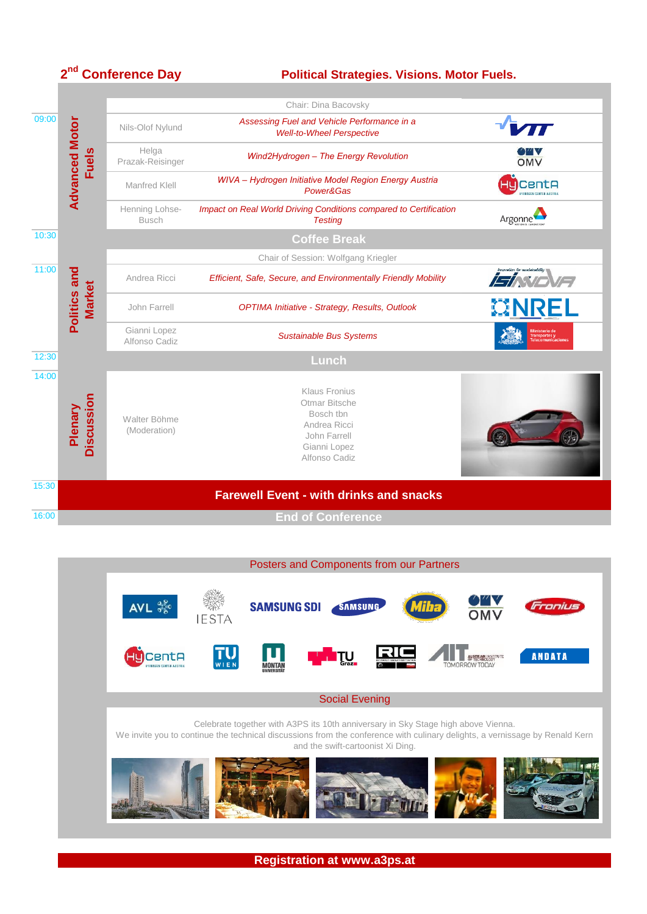## 2nd Conference Day

## Political Strategies. Visions. Motor Fuels.

| Time | Session | Speaker | Title | Organization |
|---|---|---|---|---|
| | | | Chair: Dina Bacovsky | |
| 09:00 | Advanced Motor Fuels | Nils-Olof Nylund | *Assessing Fuel and Vehicle Performance in a Well-to-Wheel Perspective* | VTT |
| | | Helga Prazak-Reisinger | *Wind2Hydrogen – The Energy Revolution* | OMV |
| | | Manfred Klell | *WIVA – Hydrogen Initiative Model Region Energy Austria Power&Gas* | HyCentA |
| | | Henning Lohse-Busch | *Impact on Real World Driving Conditions compared to Certification Testing* | Argonne |
| 10:30 | | | **Coffee Break** | |
| | | | Chair of Session: Wolfgang Kriegler | |
| 11:00 | Politics and Market | Andrea Ricci | *Efficient, Safe, Secure, and Environmentally Friendly Mobility* | ISINNOVA |
| | | John Farrell | *OPTIMA Initiative - Strategy, Results, Outlook* | NREL |
| | | Gianni Lopez Alfonso Cadiz | *Sustainable Bus Systems* | Ministerio de Transportes y Telecomunicaciones |
| 12:30 | | | **Lunch** | |
| 14:00 | Plenary Discussion | Walter Böhme (Moderation) | Klaus Fronius, Otmar Bitsche, Bosch tbn, Andrea Ricci, John Farrell, Gianni Lopez, Alfonso Cadiz | |
| 15:30 | | | **Farewell Event - with drinks and snacks** | |
| 16:00 | | | **End of Conference** | |

### Posters and Components from our Partners

AVL, IESTA, SAMSUNG SDI, SAMSUNG, Miba, OMV, Fronius, HyCentA, TU Wien, Montanuniversität, TU Graz, RIC, AIT Austrian Institute of Technology – Tomorrow Today, ANDATA

### Social Evening

Celebrate together with A3PS its 10th anniversary in Sky Stage high above Vienna.
We invite you to continue the technical discussions from the conference with culinary delights, a vernissage by Renald Kern and the swift-cartoonist Xi Ding.

**Registration at www.a3ps.at**